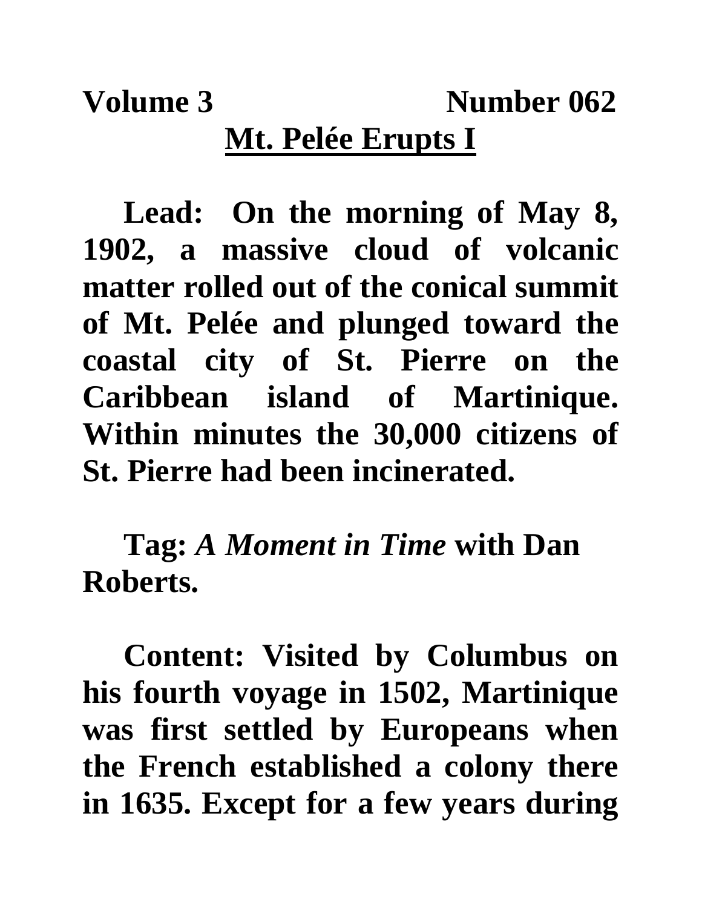**Volume 3 Number 062**

# Mt. Pelée Erupts I

**Lead: On the morning of May 8, 1902, a massive cloud of volcanic matter rolled out of the conical summit of Mt. Pelée and plunged toward the coastal city of St. Pierre on the Caribbean island of Martinique. Within minutes the 30,000 citizens of St. Pierre had been incinerated.**

**Tag:** ***A Moment in Time*** **with Dan Roberts.**

**Content: Visited by Columbus on his fourth voyage in 1502, Martinique was first settled by Europeans when the French established a colony there in 1635. Except for a few years during**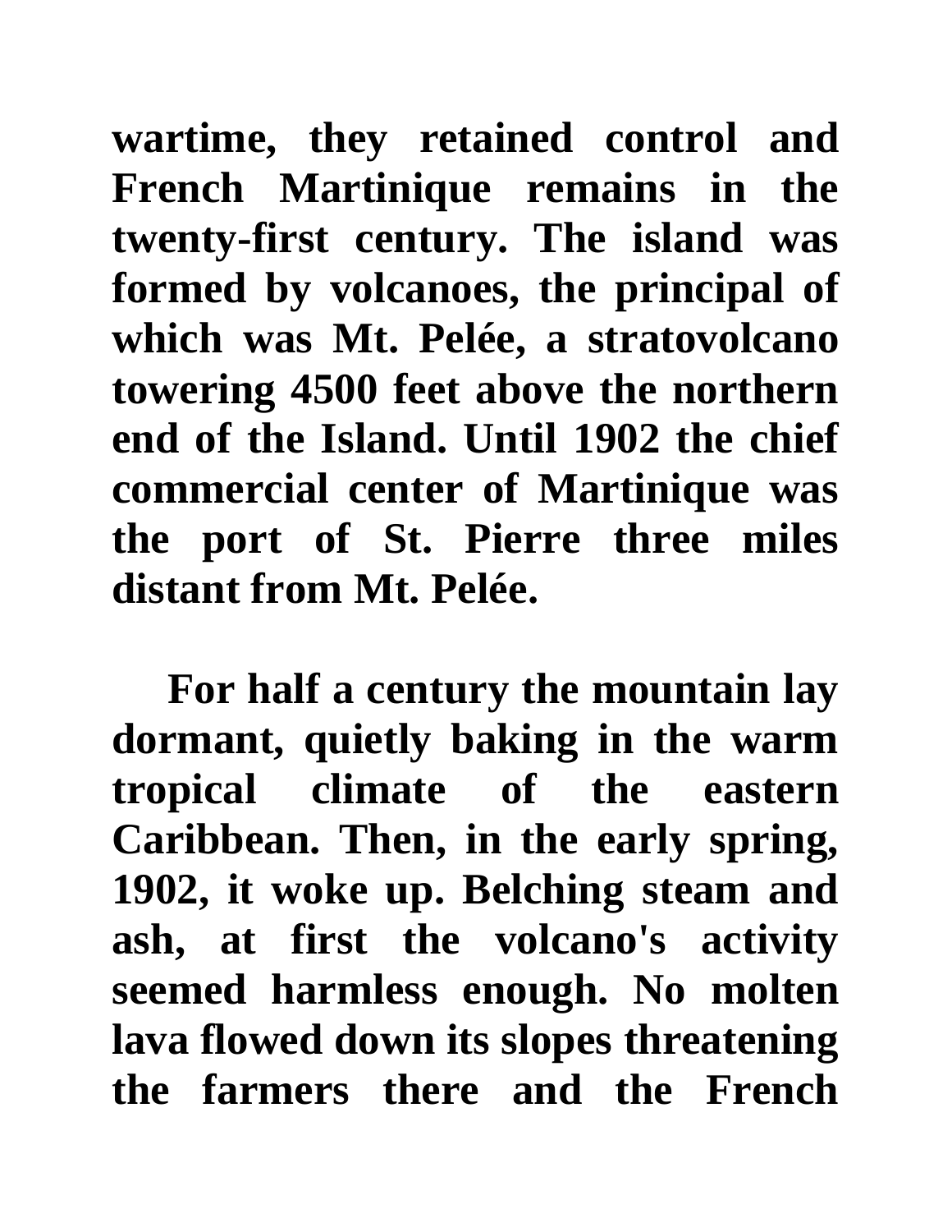**wartime, they retained control and French Martinique remains in the twenty-first century. The island was formed by volcanoes, the principal of which was Mt. Pelée, a stratovolcano towering 4500 feet above the northern end of the Island. Until 1902 the chief commercial center of Martinique was the port of St. Pierre three miles distant from Mt. Pelée.**

**For half a century the mountain lay dormant, quietly baking in the warm tropical climate of the eastern Caribbean. Then, in the early spring, 1902, it woke up. Belching steam and ash, at first the volcano's activity seemed harmless enough. No molten lava flowed down its slopes threatening the farmers there and the French**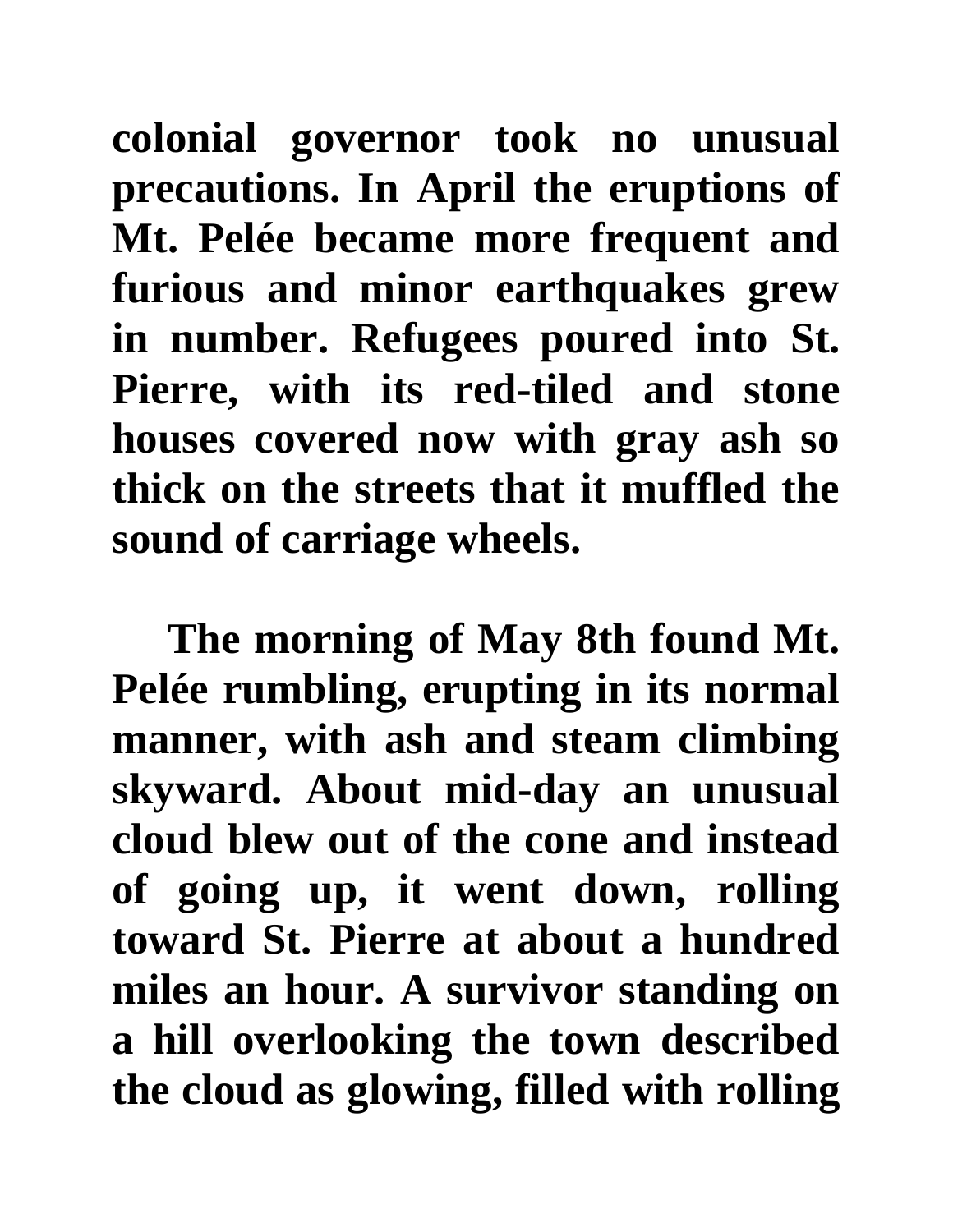**colonial governor took no unusual precautions. In April the eruptions of Mt. Pelée became more frequent and furious and minor earthquakes grew in number. Refugees poured into St. Pierre, with its red-tiled and stone houses covered now with gray ash so thick on the streets that it muffled the sound of carriage wheels.**

**The morning of May 8th found Mt. Pelée rumbling, erupting in its normal manner, with ash and steam climbing skyward. About mid-day an unusual cloud blew out of the cone and instead of going up, it went down, rolling toward St. Pierre at about a hundred miles an hour. A survivor standing on a hill overlooking the town described the cloud as glowing, filled with rolling**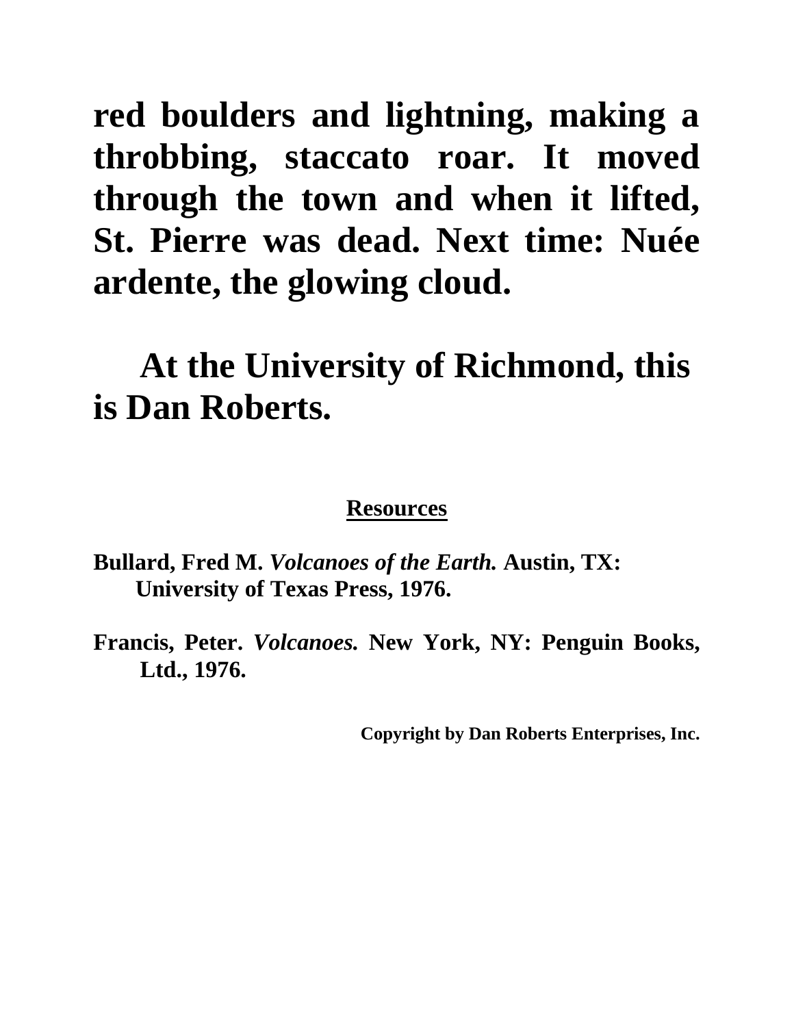**red boulders and lightning, making a throbbing, staccato roar. It moved through the town and when it lifted, St. Pierre was dead. Next time: Nuée ardente, the glowing cloud.**

**At the University of Richmond, this is Dan Roberts.**

## Resources

**Bullard, Fred M. *Volcanoes of the Earth.* Austin, TX: University of Texas Press, 1976.**

**Francis, Peter. *Volcanoes.* New York, NY: Penguin Books, Ltd., 1976.**

**Copyright by Dan Roberts Enterprises, Inc.**